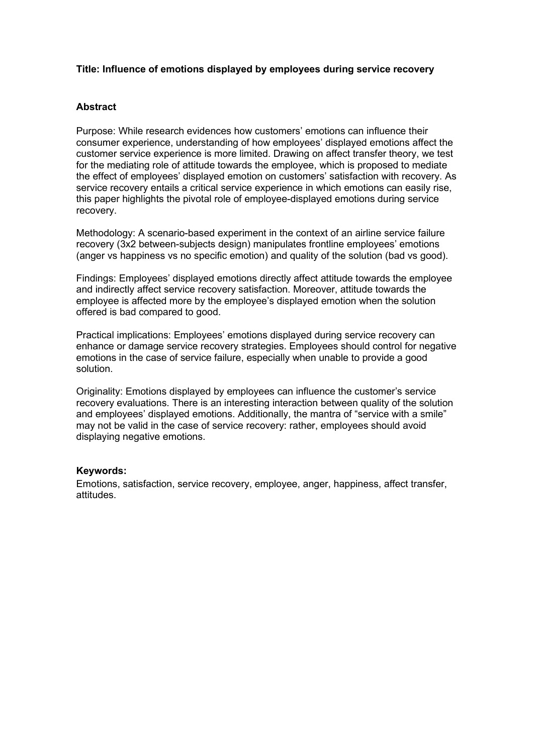**Title: Influence of emotions displayed by employees during service recovery**

## Abstract

Purpose: While research evidences how customers' emotions can influence their consumer experience, understanding of how employees' displayed emotions affect the customer service experience is more limited. Drawing on affect transfer theory, we test for the mediating role of attitude towards the employee, which is proposed to mediate the effect of employees' displayed emotion on customers' satisfaction with recovery. As service recovery entails a critical service experience in which emotions can easily rise, this paper highlights the pivotal role of employee-displayed emotions during service recovery.

Methodology: A scenario-based experiment in the context of an airline service failure recovery (3x2 between-subjects design) manipulates frontline employees' emotions (anger vs happiness vs no specific emotion) and quality of the solution (bad vs good).

Findings: Employees' displayed emotions directly affect attitude towards the employee and indirectly affect service recovery satisfaction. Moreover, attitude towards the employee is affected more by the employee's displayed emotion when the solution offered is bad compared to good.

Practical implications: Employees' emotions displayed during service recovery can enhance or damage service recovery strategies. Employees should control for negative emotions in the case of service failure, especially when unable to provide a good solution.

Originality: Emotions displayed by employees can influence the customer's service recovery evaluations. There is an interesting interaction between quality of the solution and employees' displayed emotions. Additionally, the mantra of "service with a smile" may not be valid in the case of service recovery: rather, employees should avoid displaying negative emotions.

**Keywords:**
Emotions, satisfaction, service recovery, employee, anger, happiness, affect transfer, attitudes.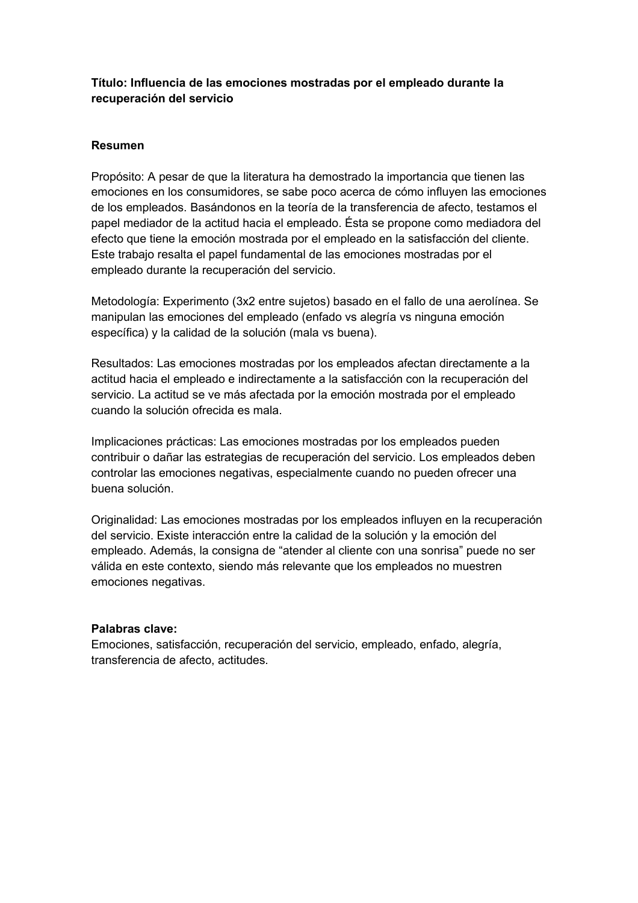**Título: Influencia de las emociones mostradas por el empleado durante la recuperación del servicio**

## Resumen

Propósito: A pesar de que la literatura ha demostrado la importancia que tienen las emociones en los consumidores, se sabe poco acerca de cómo influyen las emociones de los empleados. Basándonos en la teoría de la transferencia de afecto, testamos el papel mediador de la actitud hacia el empleado. Ésta se propone como mediadora del efecto que tiene la emoción mostrada por el empleado en la satisfacción del cliente. Este trabajo resalta el papel fundamental de las emociones mostradas por el empleado durante la recuperación del servicio.

Metodología: Experimento (3x2 entre sujetos) basado en el fallo de una aerolínea. Se manipulan las emociones del empleado (enfado vs alegría vs ninguna emoción específica) y la calidad de la solución (mala vs buena).

Resultados: Las emociones mostradas por los empleados afectan directamente a la actitud hacia el empleado e indirectamente a la satisfacción con la recuperación del servicio. La actitud se ve más afectada por la emoción mostrada por el empleado cuando la solución ofrecida es mala.

Implicaciones prácticas: Las emociones mostradas por los empleados pueden contribuir o dañar las estrategias de recuperación del servicio. Los empleados deben controlar las emociones negativas, especialmente cuando no pueden ofrecer una buena solución.

Originalidad: Las emociones mostradas por los empleados influyen en la recuperación del servicio. Existe interacción entre la calidad de la solución y la emoción del empleado. Además, la consigna de "atender al cliente con una sonrisa" puede no ser válida en este contexto, siendo más relevante que los empleados no muestren emociones negativas.

**Palabras clave:**
Emociones, satisfacción, recuperación del servicio, empleado, enfado, alegría, transferencia de afecto, actitudes.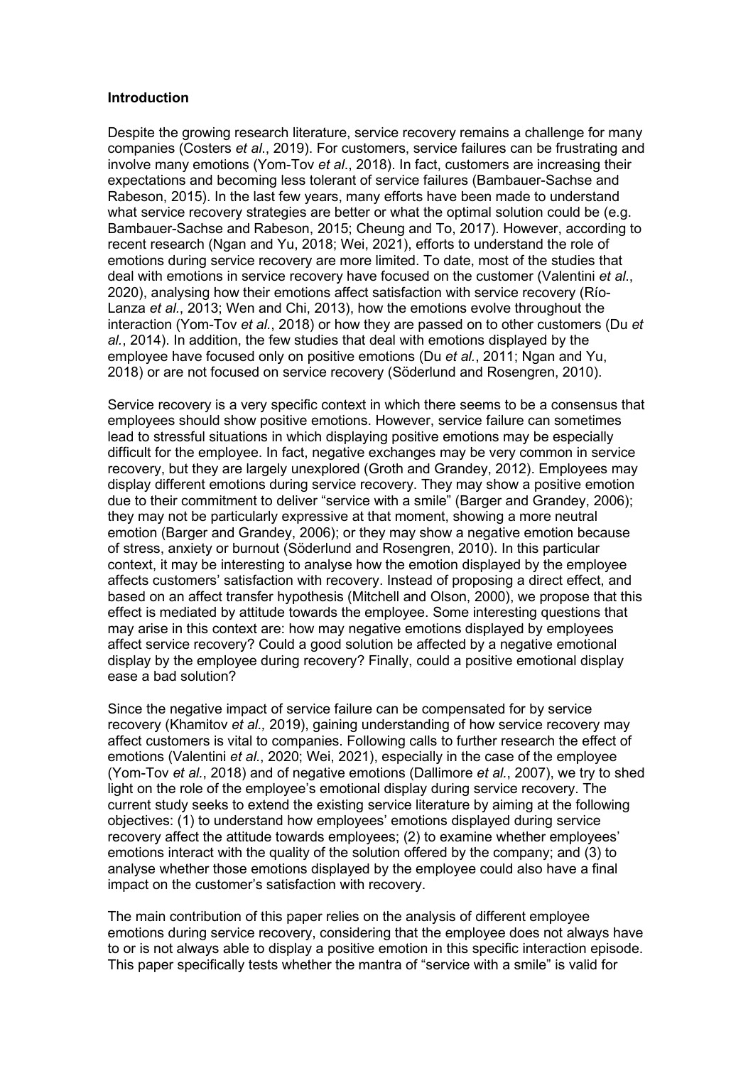## Introduction

Despite the growing research literature, service recovery remains a challenge for many companies (Costers *et al*., 2019). For customers, service failures can be frustrating and involve many emotions (Yom-Tov *et al*., 2018). In fact, customers are increasing their expectations and becoming less tolerant of service failures (Bambauer-Sachse and Rabeson, 2015). In the last few years, many efforts have been made to understand what service recovery strategies are better or what the optimal solution could be (e.g. Bambauer-Sachse and Rabeson, 2015; Cheung and To, 2017). However, according to recent research (Ngan and Yu, 2018; Wei, 2021), efforts to understand the role of emotions during service recovery are more limited. To date, most of the studies that deal with emotions in service recovery have focused on the customer (Valentini *et al*., 2020), analysing how their emotions affect satisfaction with service recovery (Río-Lanza *et al*., 2013; Wen and Chi, 2013), how the emotions evolve throughout the interaction (Yom-Tov *et al*., 2018) or how they are passed on to other customers (Du *et al*., 2014). In addition, the few studies that deal with emotions displayed by the employee have focused only on positive emotions (Du *et al*., 2011; Ngan and Yu, 2018) or are not focused on service recovery (Söderlund and Rosengren, 2010).

Service recovery is a very specific context in which there seems to be a consensus that employees should show positive emotions. However, service failure can sometimes lead to stressful situations in which displaying positive emotions may be especially difficult for the employee. In fact, negative exchanges may be very common in service recovery, but they are largely unexplored (Groth and Grandey, 2012). Employees may display different emotions during service recovery. They may show a positive emotion due to their commitment to deliver "service with a smile" (Barger and Grandey, 2006); they may not be particularly expressive at that moment, showing a more neutral emotion (Barger and Grandey, 2006); or they may show a negative emotion because of stress, anxiety or burnout (Söderlund and Rosengren, 2010). In this particular context, it may be interesting to analyse how the emotion displayed by the employee affects customers' satisfaction with recovery. Instead of proposing a direct effect, and based on an affect transfer hypothesis (Mitchell and Olson, 2000), we propose that this effect is mediated by attitude towards the employee. Some interesting questions that may arise in this context are: how may negative emotions displayed by employees affect service recovery? Could a good solution be affected by a negative emotional display by the employee during recovery? Finally, could a positive emotional display ease a bad solution?

Since the negative impact of service failure can be compensated for by service recovery (Khamitov *et al.,* 2019), gaining understanding of how service recovery may affect customers is vital to companies. Following calls to further research the effect of emotions (Valentini *et al*., 2020; Wei, 2021), especially in the case of the employee (Yom-Tov *et al*., 2018) and of negative emotions (Dallimore *et al*., 2007), we try to shed light on the role of the employee's emotional display during service recovery. The current study seeks to extend the existing service literature by aiming at the following objectives: (1) to understand how employees' emotions displayed during service recovery affect the attitude towards employees; (2) to examine whether employees' emotions interact with the quality of the solution offered by the company; and (3) to analyse whether those emotions displayed by the employee could also have a final impact on the customer's satisfaction with recovery.

The main contribution of this paper relies on the analysis of different employee emotions during service recovery, considering that the employee does not always have to or is not always able to display a positive emotion in this specific interaction episode. This paper specifically tests whether the mantra of "service with a smile" is valid for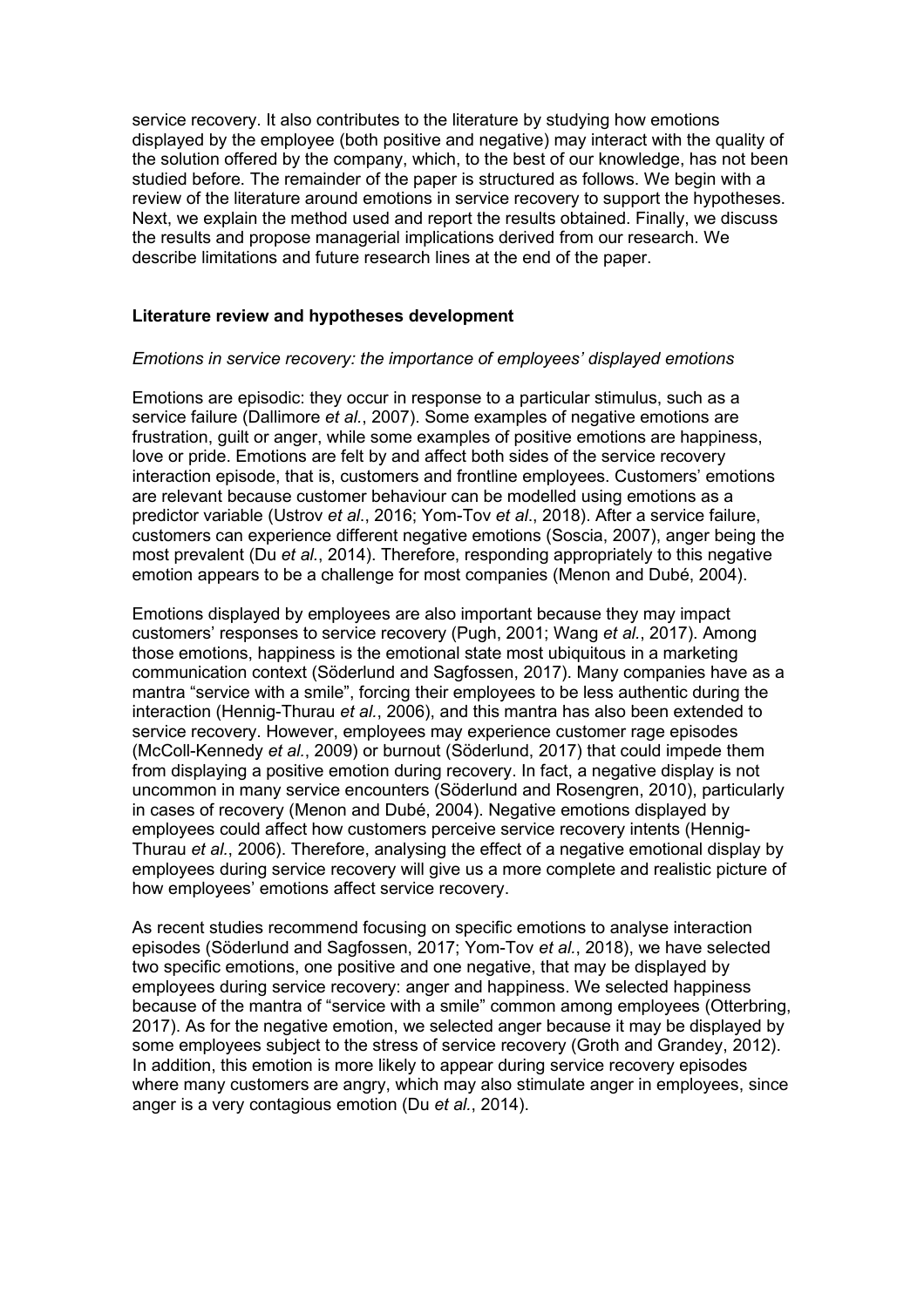service recovery. It also contributes to the literature by studying how emotions displayed by the employee (both positive and negative) may interact with the quality of the solution offered by the company, which, to the best of our knowledge, has not been studied before. The remainder of the paper is structured as follows. We begin with a review of the literature around emotions in service recovery to support the hypotheses. Next, we explain the method used and report the results obtained. Finally, we discuss the results and propose managerial implications derived from our research. We describe limitations and future research lines at the end of the paper.

## Literature review and hypotheses development

### *Emotions in service recovery: the importance of employees' displayed emotions*

Emotions are episodic: they occur in response to a particular stimulus, such as a service failure (Dallimore *et al.*, 2007). Some examples of negative emotions are frustration, guilt or anger, while some examples of positive emotions are happiness, love or pride. Emotions are felt by and affect both sides of the service recovery interaction episode, that is, customers and frontline employees. Customers' emotions are relevant because customer behaviour can be modelled using emotions as a predictor variable (Ustrov *et al*., 2016; Yom-Tov *et al*., 2018). After a service failure, customers can experience different negative emotions (Soscia, 2007), anger being the most prevalent (Du *et al.*, 2014). Therefore, responding appropriately to this negative emotion appears to be a challenge for most companies (Menon and Dubé, 2004).

Emotions displayed by employees are also important because they may impact customers' responses to service recovery (Pugh, 2001; Wang *et al.*, 2017). Among those emotions, happiness is the emotional state most ubiquitous in a marketing communication context (Söderlund and Sagfossen, 2017). Many companies have as a mantra "service with a smile", forcing their employees to be less authentic during the interaction (Hennig-Thurau *et al.*, 2006), and this mantra has also been extended to service recovery. However, employees may experience customer rage episodes (McColl-Kennedy *et al.*, 2009) or burnout (Söderlund, 2017) that could impede them from displaying a positive emotion during recovery. In fact, a negative display is not uncommon in many service encounters (Söderlund and Rosengren, 2010), particularly in cases of recovery (Menon and Dubé, 2004). Negative emotions displayed by employees could affect how customers perceive service recovery intents (Hennig-Thurau *et al.*, 2006). Therefore, analysing the effect of a negative emotional display by employees during service recovery will give us a more complete and realistic picture of how employees' emotions affect service recovery.

As recent studies recommend focusing on specific emotions to analyse interaction episodes (Söderlund and Sagfossen, 2017; Yom-Tov *et al.*, 2018), we have selected two specific emotions, one positive and one negative, that may be displayed by employees during service recovery: anger and happiness. We selected happiness because of the mantra of "service with a smile" common among employees (Otterbring, 2017). As for the negative emotion, we selected anger because it may be displayed by some employees subject to the stress of service recovery (Groth and Grandey, 2012). In addition, this emotion is more likely to appear during service recovery episodes where many customers are angry, which may also stimulate anger in employees, since anger is a very contagious emotion (Du *et al.*, 2014).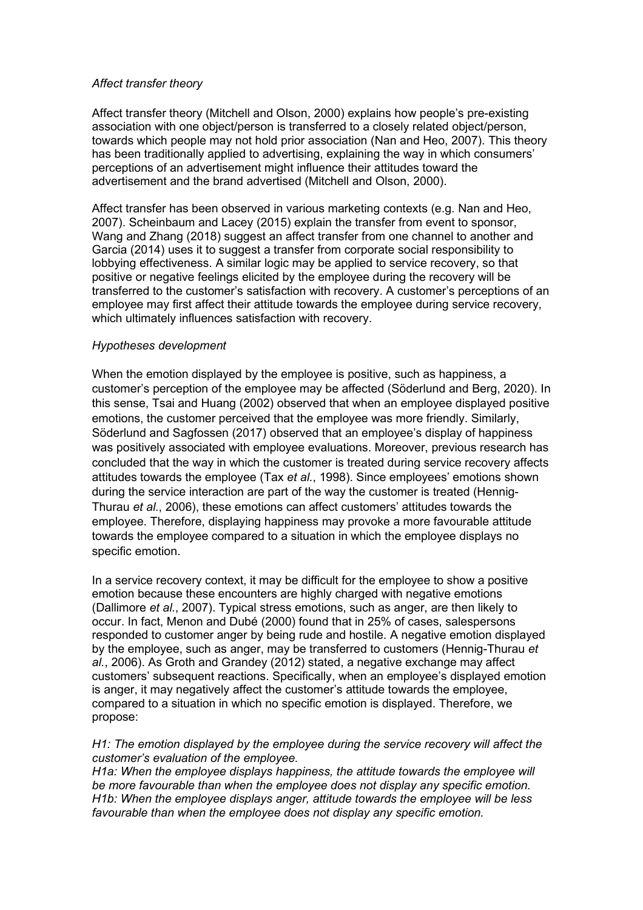*Affect transfer theory*

Affect transfer theory (Mitchell and Olson, 2000) explains how people's pre-existing association with one object/person is transferred to a closely related object/person, towards which people may not hold prior association (Nan and Heo, 2007). This theory has been traditionally applied to advertising, explaining the way in which consumers' perceptions of an advertisement might influence their attitudes toward the advertisement and the brand advertised (Mitchell and Olson, 2000).

Affect transfer has been observed in various marketing contexts (e.g. Nan and Heo, 2007). Scheinbaum and Lacey (2015) explain the transfer from event to sponsor, Wang and Zhang (2018) suggest an affect transfer from one channel to another and Garcia (2014) uses it to suggest a transfer from corporate social responsibility to lobbying effectiveness. A similar logic may be applied to service recovery, so that positive or negative feelings elicited by the employee during the recovery will be transferred to the customer's satisfaction with recovery. A customer's perceptions of an employee may first affect their attitude towards the employee during service recovery, which ultimately influences satisfaction with recovery.

*Hypotheses development*

When the emotion displayed by the employee is positive, such as happiness, a customer's perception of the employee may be affected (Söderlund and Berg, 2020). In this sense, Tsai and Huang (2002) observed that when an employee displayed positive emotions, the customer perceived that the employee was more friendly. Similarly, Söderlund and Sagfossen (2017) observed that an employee's display of happiness was positively associated with employee evaluations. Moreover, previous research has concluded that the way in which the customer is treated during service recovery affects attitudes towards the employee (Tax *et al.*, 1998). Since employees' emotions shown during the service interaction are part of the way the customer is treated (Hennig-Thurau *et al.*, 2006), these emotions can affect customers' attitudes towards the employee. Therefore, displaying happiness may provoke a more favourable attitude towards the employee compared to a situation in which the employee displays no specific emotion.

In a service recovery context, it may be difficult for the employee to show a positive emotion because these encounters are highly charged with negative emotions (Dallimore *et al.*, 2007). Typical stress emotions, such as anger, are then likely to occur. In fact, Menon and Dubé (2000) found that in 25% of cases, salespersons responded to customer anger by being rude and hostile. A negative emotion displayed by the employee, such as anger, may be transferred to customers (Hennig-Thurau *et al.*, 2006). As Groth and Grandey (2012) stated, a negative exchange may affect customers' subsequent reactions. Specifically, when an employee's displayed emotion is anger, it may negatively affect the customer's attitude towards the employee, compared to a situation in which no specific emotion is displayed. Therefore, we propose:

*H1: The emotion displayed by the employee during the service recovery will affect the customer's evaluation of the employee.*
*H1a: When the employee displays happiness, the attitude towards the employee will be more favourable than when the employee does not display any specific emotion.*
*H1b: When the employee displays anger, attitude towards the employee will be less favourable than when the employee does not display any specific emotion.*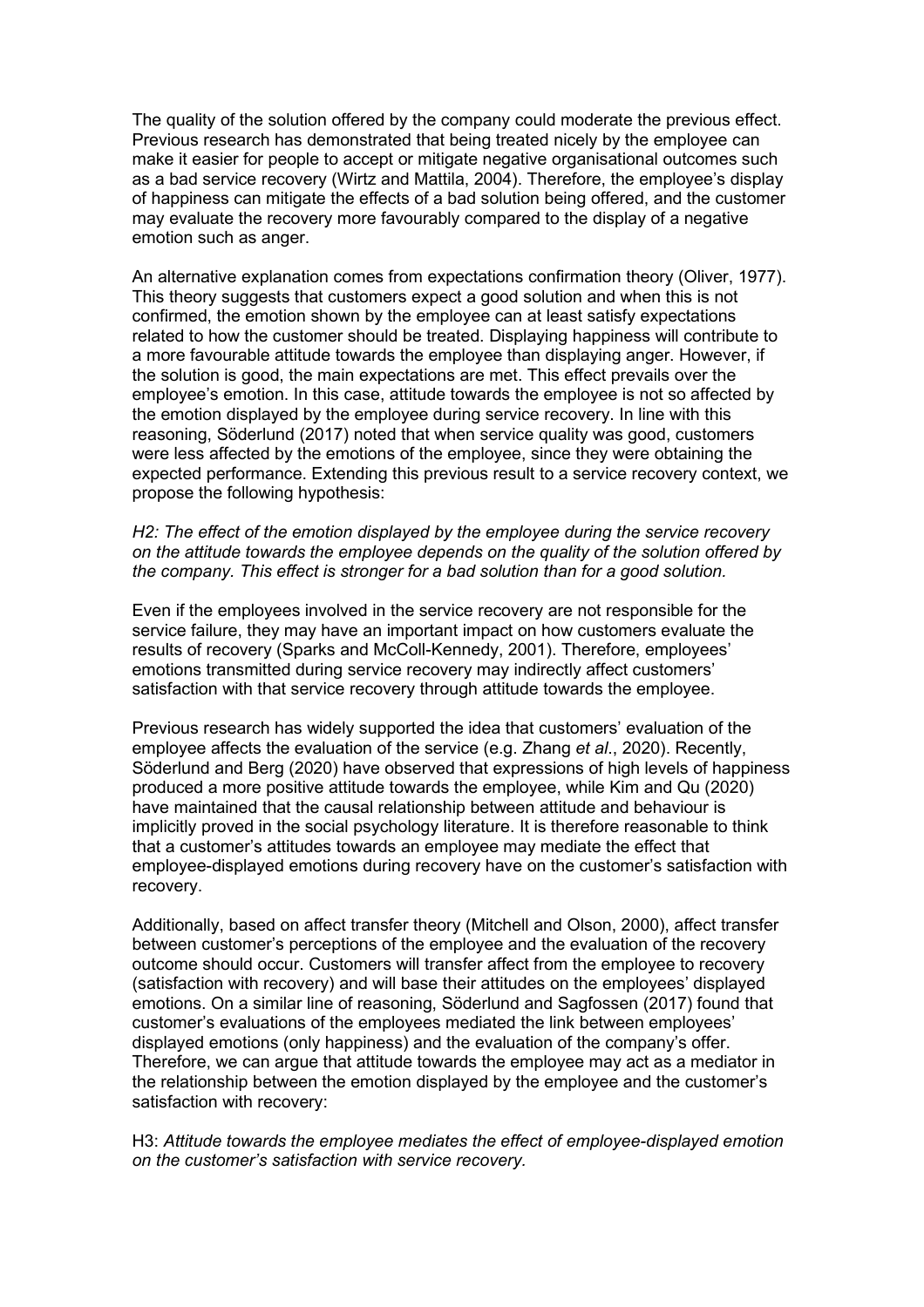The quality of the solution offered by the company could moderate the previous effect. Previous research has demonstrated that being treated nicely by the employee can make it easier for people to accept or mitigate negative organisational outcomes such as a bad service recovery (Wirtz and Mattila, 2004). Therefore, the employee's display of happiness can mitigate the effects of a bad solution being offered, and the customer may evaluate the recovery more favourably compared to the display of a negative emotion such as anger.

An alternative explanation comes from expectations confirmation theory (Oliver, 1977). This theory suggests that customers expect a good solution and when this is not confirmed, the emotion shown by the employee can at least satisfy expectations related to how the customer should be treated. Displaying happiness will contribute to a more favourable attitude towards the employee than displaying anger. However, if the solution is good, the main expectations are met. This effect prevails over the employee's emotion. In this case, attitude towards the employee is not so affected by the emotion displayed by the employee during service recovery. In line with this reasoning, Söderlund (2017) noted that when service quality was good, customers were less affected by the emotions of the employee, since they were obtaining the expected performance. Extending this previous result to a service recovery context, we propose the following hypothesis:

*H2: The effect of the emotion displayed by the employee during the service recovery on the attitude towards the employee depends on the quality of the solution offered by the company. This effect is stronger for a bad solution than for a good solution.*

Even if the employees involved in the service recovery are not responsible for the service failure, they may have an important impact on how customers evaluate the results of recovery (Sparks and McColl-Kennedy, 2001). Therefore, employees' emotions transmitted during service recovery may indirectly affect customers' satisfaction with that service recovery through attitude towards the employee.

Previous research has widely supported the idea that customers' evaluation of the employee affects the evaluation of the service (e.g. Zhang *et al*., 2020). Recently, Söderlund and Berg (2020) have observed that expressions of high levels of happiness produced a more positive attitude towards the employee, while Kim and Qu (2020) have maintained that the causal relationship between attitude and behaviour is implicitly proved in the social psychology literature. It is therefore reasonable to think that a customer's attitudes towards an employee may mediate the effect that employee-displayed emotions during recovery have on the customer's satisfaction with recovery.

Additionally, based on affect transfer theory (Mitchell and Olson, 2000), affect transfer between customer's perceptions of the employee and the evaluation of the recovery outcome should occur. Customers will transfer affect from the employee to recovery (satisfaction with recovery) and will base their attitudes on the employees' displayed emotions. On a similar line of reasoning, Söderlund and Sagfossen (2017) found that customer's evaluations of the employees mediated the link between employees' displayed emotions (only happiness) and the evaluation of the company's offer. Therefore, we can argue that attitude towards the employee may act as a mediator in the relationship between the emotion displayed by the employee and the customer's satisfaction with recovery:

H3: *Attitude towards the employee mediates the effect of employee-displayed emotion on the customer's satisfaction with service recovery.*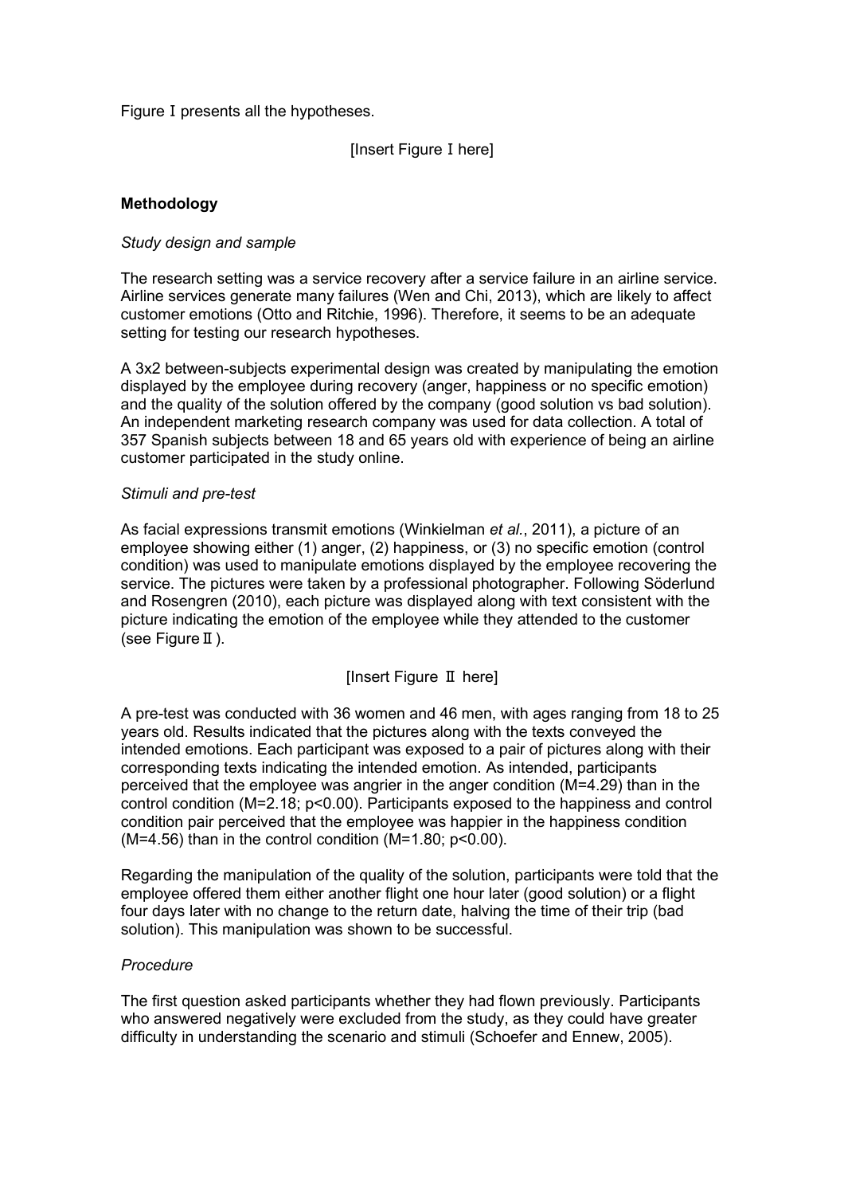Figure Ⅰ presents all the hypotheses.

[Insert Figure Ⅰ here]

## Methodology

*Study design and sample*

The research setting was a service recovery after a service failure in an airline service. Airline services generate many failures (Wen and Chi, 2013), which are likely to affect customer emotions (Otto and Ritchie, 1996). Therefore, it seems to be an adequate setting for testing our research hypotheses.

A 3x2 between-subjects experimental design was created by manipulating the emotion displayed by the employee during recovery (anger, happiness or no specific emotion) and the quality of the solution offered by the company (good solution vs bad solution). An independent marketing research company was used for data collection. A total of 357 Spanish subjects between 18 and 65 years old with experience of being an airline customer participated in the study online.

*Stimuli and pre-test*

As facial expressions transmit emotions (Winkielman *et al.*, 2011), a picture of an employee showing either (1) anger, (2) happiness, or (3) no specific emotion (control condition) was used to manipulate emotions displayed by the employee recovering the service. The pictures were taken by a professional photographer. Following Söderlund and Rosengren (2010), each picture was displayed along with text consistent with the picture indicating the emotion of the employee while they attended to the customer (see Figure Ⅱ).

[Insert Figure Ⅱ here]

A pre-test was conducted with 36 women and 46 men, with ages ranging from 18 to 25 years old. Results indicated that the pictures along with the texts conveyed the intended emotions. Each participant was exposed to a pair of pictures along with their corresponding texts indicating the intended emotion. As intended, participants perceived that the employee was angrier in the anger condition ($M=4.29$) than in the control condition ($M=2.18$; $p<0.00$). Participants exposed to the happiness and control condition pair perceived that the employee was happier in the happiness condition ($M=4.56$) than in the control condition ($M=1.80$; $p<0.00$).

Regarding the manipulation of the quality of the solution, participants were told that the employee offered them either another flight one hour later (good solution) or a flight four days later with no change to the return date, halving the time of their trip (bad solution). This manipulation was shown to be successful.

*Procedure*

The first question asked participants whether they had flown previously. Participants who answered negatively were excluded from the study, as they could have greater difficulty in understanding the scenario and stimuli (Schoefer and Ennew, 2005).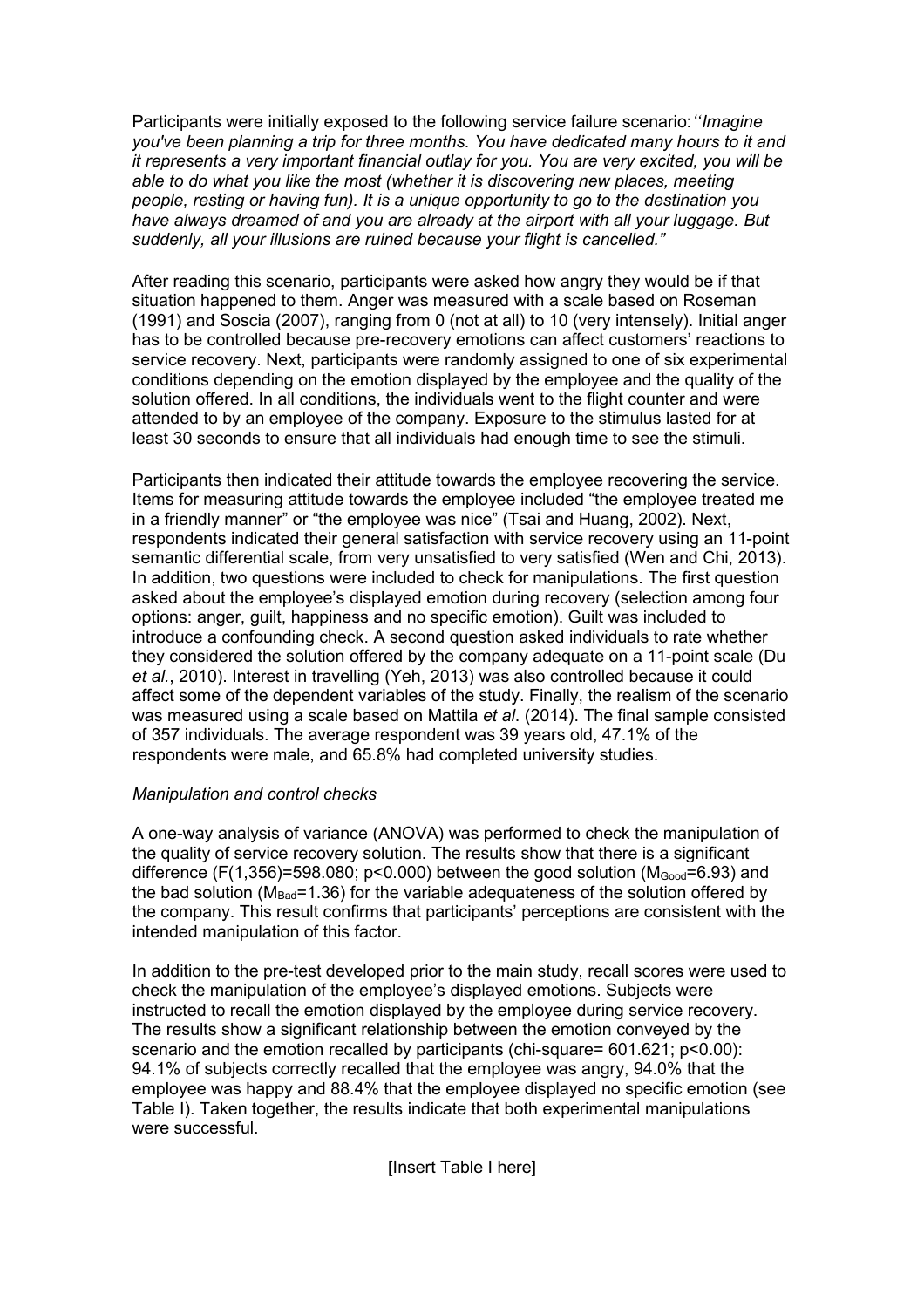Participants were initially exposed to the following service failure scenario: ''*Imagine you've been planning a trip for three months. You have dedicated many hours to it and it represents a very important financial outlay for you. You are very excited, you will be able to do what you like the most (whether it is discovering new places, meeting people, resting or having fun). It is a unique opportunity to go to the destination you have always dreamed of and you are already at the airport with all your luggage. But suddenly, all your illusions are ruined because your flight is cancelled."*

After reading this scenario, participants were asked how angry they would be if that situation happened to them. Anger was measured with a scale based on Roseman (1991) and Soscia (2007), ranging from 0 (not at all) to 10 (very intensely). Initial anger has to be controlled because pre-recovery emotions can affect customers' reactions to service recovery. Next, participants were randomly assigned to one of six experimental conditions depending on the emotion displayed by the employee and the quality of the solution offered. In all conditions, the individuals went to the flight counter and were attended to by an employee of the company. Exposure to the stimulus lasted for at least 30 seconds to ensure that all individuals had enough time to see the stimuli.

Participants then indicated their attitude towards the employee recovering the service. Items for measuring attitude towards the employee included "the employee treated me in a friendly manner" or "the employee was nice" (Tsai and Huang, 2002). Next, respondents indicated their general satisfaction with service recovery using an 11-point semantic differential scale, from very unsatisfied to very satisfied (Wen and Chi, 2013). In addition, two questions were included to check for manipulations. The first question asked about the employee's displayed emotion during recovery (selection among four options: anger, guilt, happiness and no specific emotion). Guilt was included to introduce a confounding check. A second question asked individuals to rate whether they considered the solution offered by the company adequate on a 11-point scale (Du *et al.*, 2010). Interest in travelling (Yeh, 2013) was also controlled because it could affect some of the dependent variables of the study. Finally, the realism of the scenario was measured using a scale based on Mattila *et al.* (2014). The final sample consisted of 357 individuals. The average respondent was 39 years old, 47.1% of the respondents were male, and 65.8% had completed university studies.

*Manipulation and control checks*

A one-way analysis of variance (ANOVA) was performed to check the manipulation of the quality of service recovery solution. The results show that there is a significant difference ($F(1,356)=598.080$; $p<0.000$) between the good solution ($M_{Good}=6.93$) and the bad solution ($M_{Bad}=1.36$) for the variable adequateness of the solution offered by the company. This result confirms that participants' perceptions are consistent with the intended manipulation of this factor.

In addition to the pre-test developed prior to the main study, recall scores were used to check the manipulation of the employee's displayed emotions. Subjects were instructed to recall the emotion displayed by the employee during service recovery. The results show a significant relationship between the emotion conveyed by the scenario and the emotion recalled by participants (chi-square= 601.621; $p<0.00$): 94.1% of subjects correctly recalled that the employee was angry, 94.0% that the employee was happy and 88.4% that the employee displayed no specific emotion (see Table I). Taken together, the results indicate that both experimental manipulations were successful.

[Insert Table I here]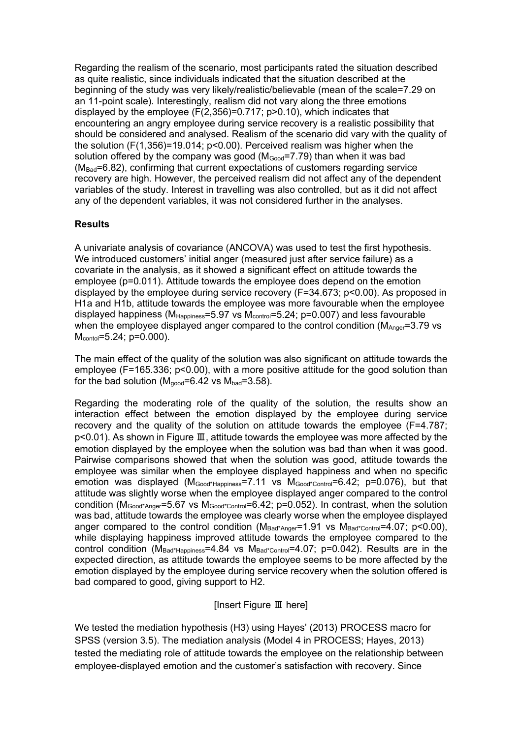Regarding the realism of the scenario, most participants rated the situation described as quite realistic, since individuals indicated that the situation described at the beginning of the study was very likely/realistic/believable (mean of the scale=7.29 on an 11-point scale). Interestingly, realism did not vary along the three emotions displayed by the employee ($F(2,356)=0.717$; $p>0.10$), which indicates that encountering an angry employee during service recovery is a realistic possibility that should be considered and analysed. Realism of the scenario did vary with the quality of the solution ($F(1,356)=19.014$; $p<0.00$). Perceived realism was higher when the solution offered by the company was good ($M_{Good}=7.79$) than when it was bad ($M_{Bad}=6.82$), confirming that current expectations of customers regarding service recovery are high. However, the perceived realism did not affect any of the dependent variables of the study. Interest in travelling was also controlled, but as it did not affect any of the dependent variables, it was not considered further in the analyses.

**Results**

A univariate analysis of covariance (ANCOVA) was used to test the first hypothesis. We introduced customers' initial anger (measured just after service failure) as a covariate in the analysis, as it showed a significant effect on attitude towards the employee ($p=0.011$). Attitude towards the employee does depend on the emotion displayed by the employee during service recovery ($F=34.673$; $p<0.00$). As proposed in H1a and H1b, attitude towards the employee was more favourable when the employee displayed happiness ($M_{Happiness}=5.97$ vs $M_{control}=5.24$; $p=0.007$) and less favourable when the employee displayed anger compared to the control condition ($M_{Anger}=3.79$ vs $M_{contol}=5.24$; $p=0.000$).

The main effect of the quality of the solution was also significant on attitude towards the employee ($F=165.336$; $p<0.00$), with a more positive attitude for the good solution than for the bad solution ($M_{good}=6.42$ vs $M_{bad}=3.58$).

Regarding the moderating role of the quality of the solution, the results show an interaction effect between the emotion displayed by the employee during service recovery and the quality of the solution on attitude towards the employee ($F=4.787$; $p<0.01$). As shown in Figure Ⅲ, attitude towards the employee was more affected by the emotion displayed by the employee when the solution was bad than when it was good. Pairwise comparisons showed that when the solution was good, attitude towards the employee was similar when the employee displayed happiness and when no specific emotion was displayed ($M_{Good*Happiness}=7.11$ vs $M_{Good*Control}=6.42$; $p=0.076$), but that attitude was slightly worse when the employee displayed anger compared to the control condition ($M_{Good*Anger}=5.67$ vs $M_{Good*Control}=6.42$; $p=0.052$). In contrast, when the solution was bad, attitude towards the employee was clearly worse when the employee displayed anger compared to the control condition ($M_{Bad*Anger}=1.91$ vs $M_{Bad*Control}=4.07$; $p<0.00$), while displaying happiness improved attitude towards the employee compared to the control condition ($M_{Bad*Happiness}=4.84$ vs $M_{Bad*Control}=4.07$; $p=0.042$). Results are in the expected direction, as attitude towards the employee seems to be more affected by the emotion displayed by the employee during service recovery when the solution offered is bad compared to good, giving support to H2.

[Insert Figure Ⅲ here]

We tested the mediation hypothesis (H3) using Hayes' (2013) PROCESS macro for SPSS (version 3.5). The mediation analysis (Model 4 in PROCESS; Hayes, 2013) tested the mediating role of attitude towards the employee on the relationship between employee-displayed emotion and the customer's satisfaction with recovery. Since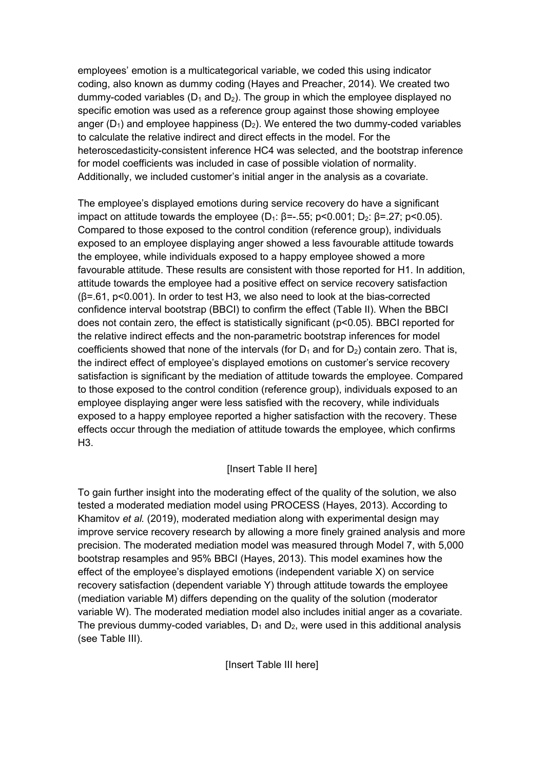employees' emotion is a multicategorical variable, we coded this using indicator coding, also known as dummy coding (Hayes and Preacher, 2014). We created two dummy-coded variables ($D_1$ and $D_2$). The group in which the employee displayed no specific emotion was used as a reference group against those showing employee anger ($D_1$) and employee happiness ($D_2$). We entered the two dummy-coded variables to calculate the relative indirect and direct effects in the model. For the heteroscedasticity-consistent inference HC4 was selected, and the bootstrap inference for model coefficients was included in case of possible violation of normality. Additionally, we included customer's initial anger in the analysis as a covariate.

The employee's displayed emotions during service recovery do have a significant impact on attitude towards the employee ($D_1$: $\beta$=-.55; $p<0.001$; $D_2$: $\beta$=.27; $p<0.05$). Compared to those exposed to the control condition (reference group), individuals exposed to an employee displaying anger showed a less favourable attitude towards the employee, while individuals exposed to a happy employee showed a more favourable attitude. These results are consistent with those reported for H1. In addition, attitude towards the employee had a positive effect on service recovery satisfaction ($\beta$=.61, $p<0.001$). In order to test H3, we also need to look at the bias-corrected confidence interval bootstrap (BBCI) to confirm the effect (Table II). When the BBCI does not contain zero, the effect is statistically significant ($p<0.05$). BBCI reported for the relative indirect effects and the non-parametric bootstrap inferences for model coefficients showed that none of the intervals (for $D_1$ and for $D_2$) contain zero. That is, the indirect effect of employee's displayed emotions on customer's service recovery satisfaction is significant by the mediation of attitude towards the employee. Compared to those exposed to the control condition (reference group), individuals exposed to an employee displaying anger were less satisfied with the recovery, while individuals exposed to a happy employee reported a higher satisfaction with the recovery. These effects occur through the mediation of attitude towards the employee, which confirms H3.

[Insert Table II here]

To gain further insight into the moderating effect of the quality of the solution, we also tested a moderated mediation model using PROCESS (Hayes, 2013). According to Khamitov *et al.* (2019), moderated mediation along with experimental design may improve service recovery research by allowing a more finely grained analysis and more precision. The moderated mediation model was measured through Model 7, with 5,000 bootstrap resamples and 95% BBCI (Hayes, 2013). This model examines how the effect of the employee's displayed emotions (independent variable X) on service recovery satisfaction (dependent variable Y) through attitude towards the employee (mediation variable M) differs depending on the quality of the solution (moderator variable W). The moderated mediation model also includes initial anger as a covariate. The previous dummy-coded variables, $D_1$ and $D_2$, were used in this additional analysis (see Table III).

[Insert Table III here]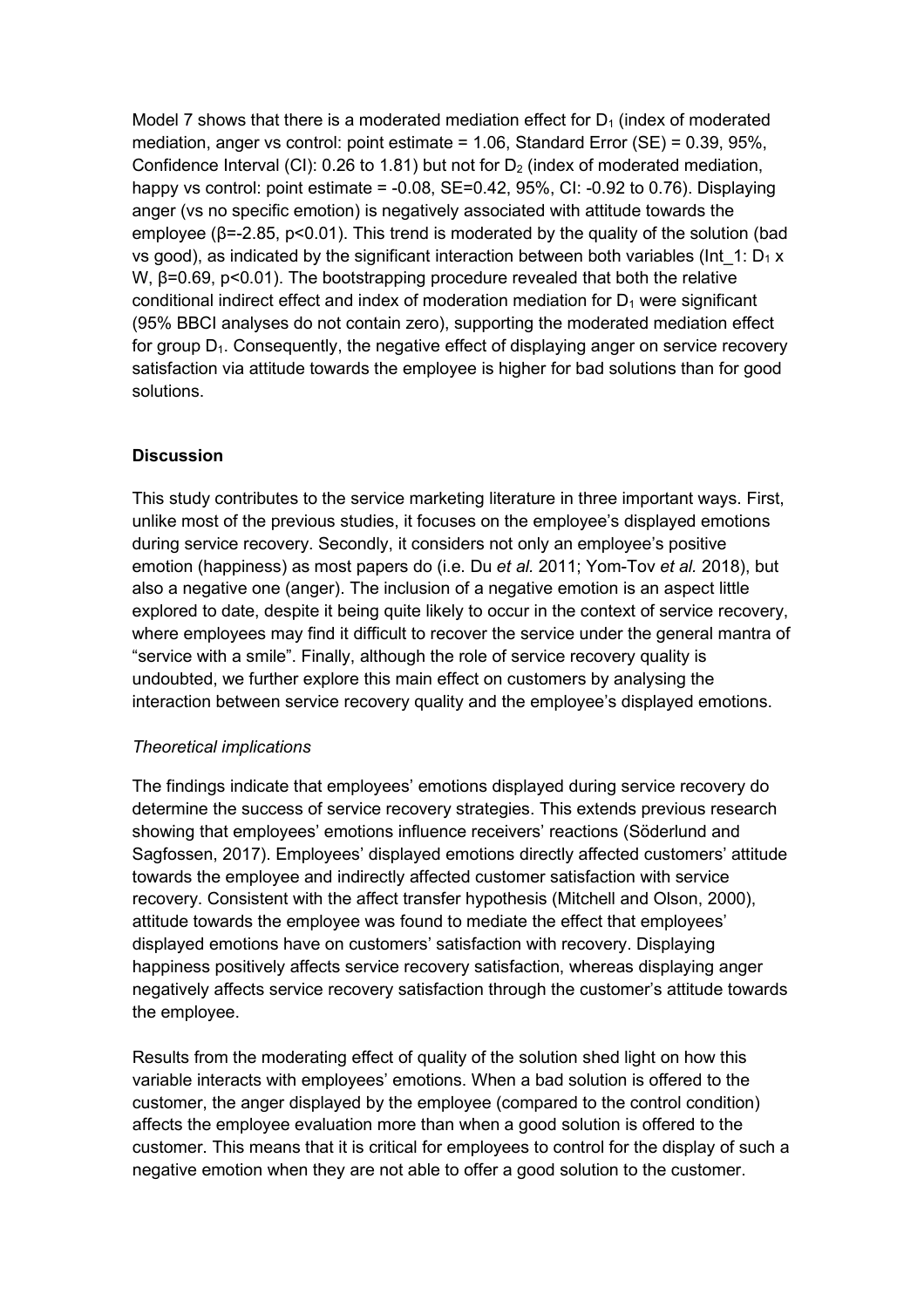Model 7 shows that there is a moderated mediation effect for $D_1$ (index of moderated mediation, anger vs control: point estimate = 1.06, Standard Error (SE) = 0.39, 95%, Confidence Interval (CI): 0.26 to 1.81) but not for $D_2$ (index of moderated mediation, happy vs control: point estimate = -0.08, SE=0.42, 95%, CI: -0.92 to 0.76). Displaying anger (vs no specific emotion) is negatively associated with attitude towards the employee ($\beta$=-2.85, $p<0.01$). This trend is moderated by the quality of the solution (bad vs good), as indicated by the significant interaction between both variables (Int_1: $D_1$ x W, $\beta$=0.69, $p<0.01$). The bootstrapping procedure revealed that both the relative conditional indirect effect and index of moderation mediation for $D_1$ were significant (95% BBCI analyses do not contain zero), supporting the moderated mediation effect for group $D_1$. Consequently, the negative effect of displaying anger on service recovery satisfaction via attitude towards the employee is higher for bad solutions than for good solutions.

## Discussion

This study contributes to the service marketing literature in three important ways. First, unlike most of the previous studies, it focuses on the employee's displayed emotions during service recovery. Secondly, it considers not only an employee's positive emotion (happiness) as most papers do (i.e. Du *et al.* 2011; Yom-Tov *et al.* 2018), but also a negative one (anger). The inclusion of a negative emotion is an aspect little explored to date, despite it being quite likely to occur in the context of service recovery, where employees may find it difficult to recover the service under the general mantra of "service with a smile". Finally, although the role of service recovery quality is undoubted, we further explore this main effect on customers by analysing the interaction between service recovery quality and the employee's displayed emotions.

### *Theoretical implications*

The findings indicate that employees' emotions displayed during service recovery do determine the success of service recovery strategies. This extends previous research showing that employees' emotions influence receivers' reactions (Söderlund and Sagfossen, 2017). Employees' displayed emotions directly affected customers' attitude towards the employee and indirectly affected customer satisfaction with service recovery. Consistent with the affect transfer hypothesis (Mitchell and Olson, 2000), attitude towards the employee was found to mediate the effect that employees' displayed emotions have on customers' satisfaction with recovery. Displaying happiness positively affects service recovery satisfaction, whereas displaying anger negatively affects service recovery satisfaction through the customer's attitude towards the employee.

Results from the moderating effect of quality of the solution shed light on how this variable interacts with employees' emotions. When a bad solution is offered to the customer, the anger displayed by the employee (compared to the control condition) affects the employee evaluation more than when a good solution is offered to the customer. This means that it is critical for employees to control for the display of such a negative emotion when they are not able to offer a good solution to the customer.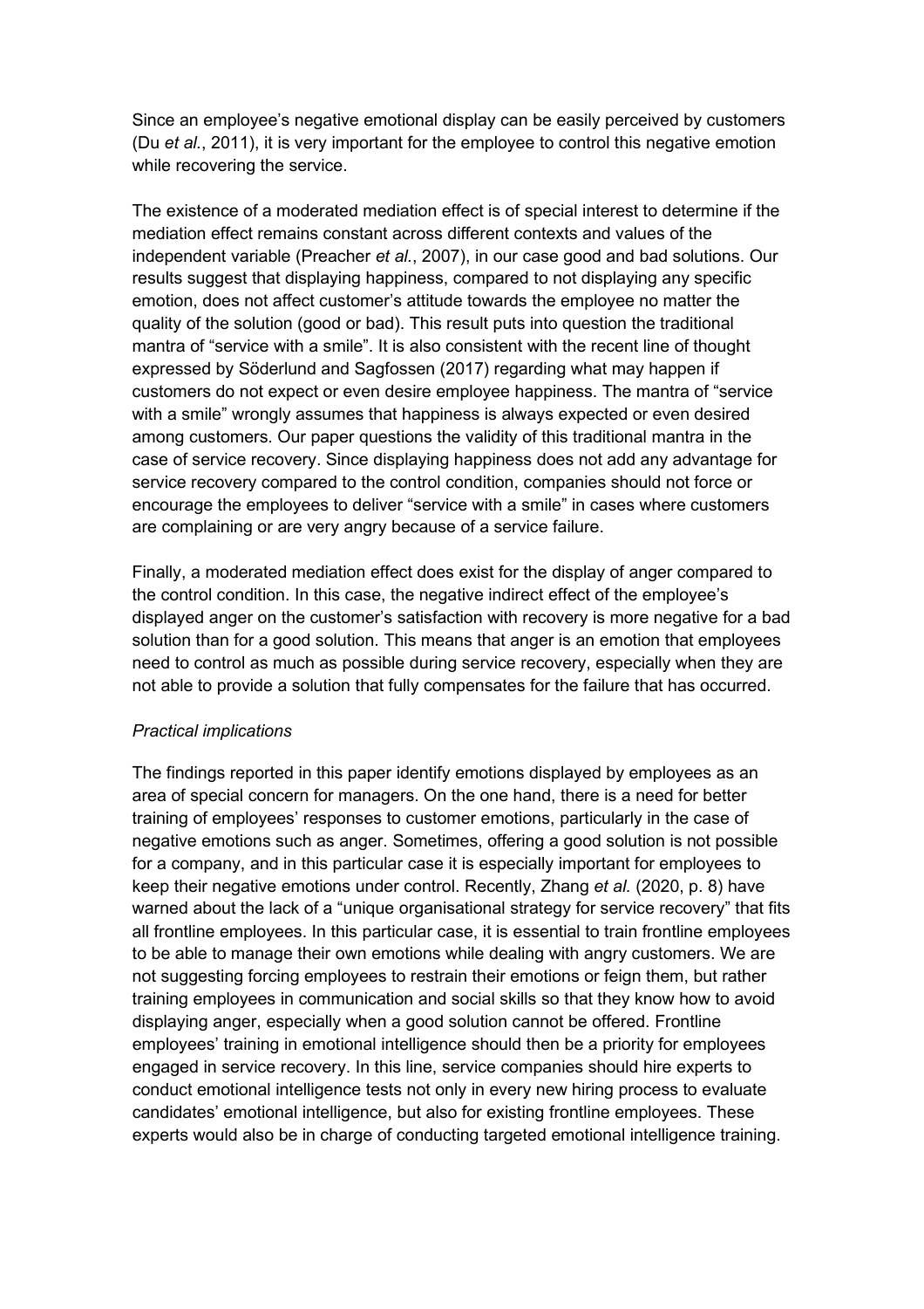Since an employee's negative emotional display can be easily perceived by customers (Du *et al.*, 2011), it is very important for the employee to control this negative emotion while recovering the service.

The existence of a moderated mediation effect is of special interest to determine if the mediation effect remains constant across different contexts and values of the independent variable (Preacher *et al.*, 2007), in our case good and bad solutions. Our results suggest that displaying happiness, compared to not displaying any specific emotion, does not affect customer's attitude towards the employee no matter the quality of the solution (good or bad). This result puts into question the traditional mantra of "service with a smile". It is also consistent with the recent line of thought expressed by Söderlund and Sagfossen (2017) regarding what may happen if customers do not expect or even desire employee happiness. The mantra of "service with a smile" wrongly assumes that happiness is always expected or even desired among customers. Our paper questions the validity of this traditional mantra in the case of service recovery. Since displaying happiness does not add any advantage for service recovery compared to the control condition, companies should not force or encourage the employees to deliver "service with a smile" in cases where customers are complaining or are very angry because of a service failure.

Finally, a moderated mediation effect does exist for the display of anger compared to the control condition. In this case, the negative indirect effect of the employee's displayed anger on the customer's satisfaction with recovery is more negative for a bad solution than for a good solution. This means that anger is an emotion that employees need to control as much as possible during service recovery, especially when they are not able to provide a solution that fully compensates for the failure that has occurred.

*Practical implications*

The findings reported in this paper identify emotions displayed by employees as an area of special concern for managers. On the one hand, there is a need for better training of employees' responses to customer emotions, particularly in the case of negative emotions such as anger. Sometimes, offering a good solution is not possible for a company, and in this particular case it is especially important for employees to keep their negative emotions under control. Recently, Zhang *et al.* (2020, p. 8) have warned about the lack of a "unique organisational strategy for service recovery" that fits all frontline employees. In this particular case, it is essential to train frontline employees to be able to manage their own emotions while dealing with angry customers. We are not suggesting forcing employees to restrain their emotions or feign them, but rather training employees in communication and social skills so that they know how to avoid displaying anger, especially when a good solution cannot be offered. Frontline employees' training in emotional intelligence should then be a priority for employees engaged in service recovery. In this line, service companies should hire experts to conduct emotional intelligence tests not only in every new hiring process to evaluate candidates' emotional intelligence, but also for existing frontline employees. These experts would also be in charge of conducting targeted emotional intelligence training.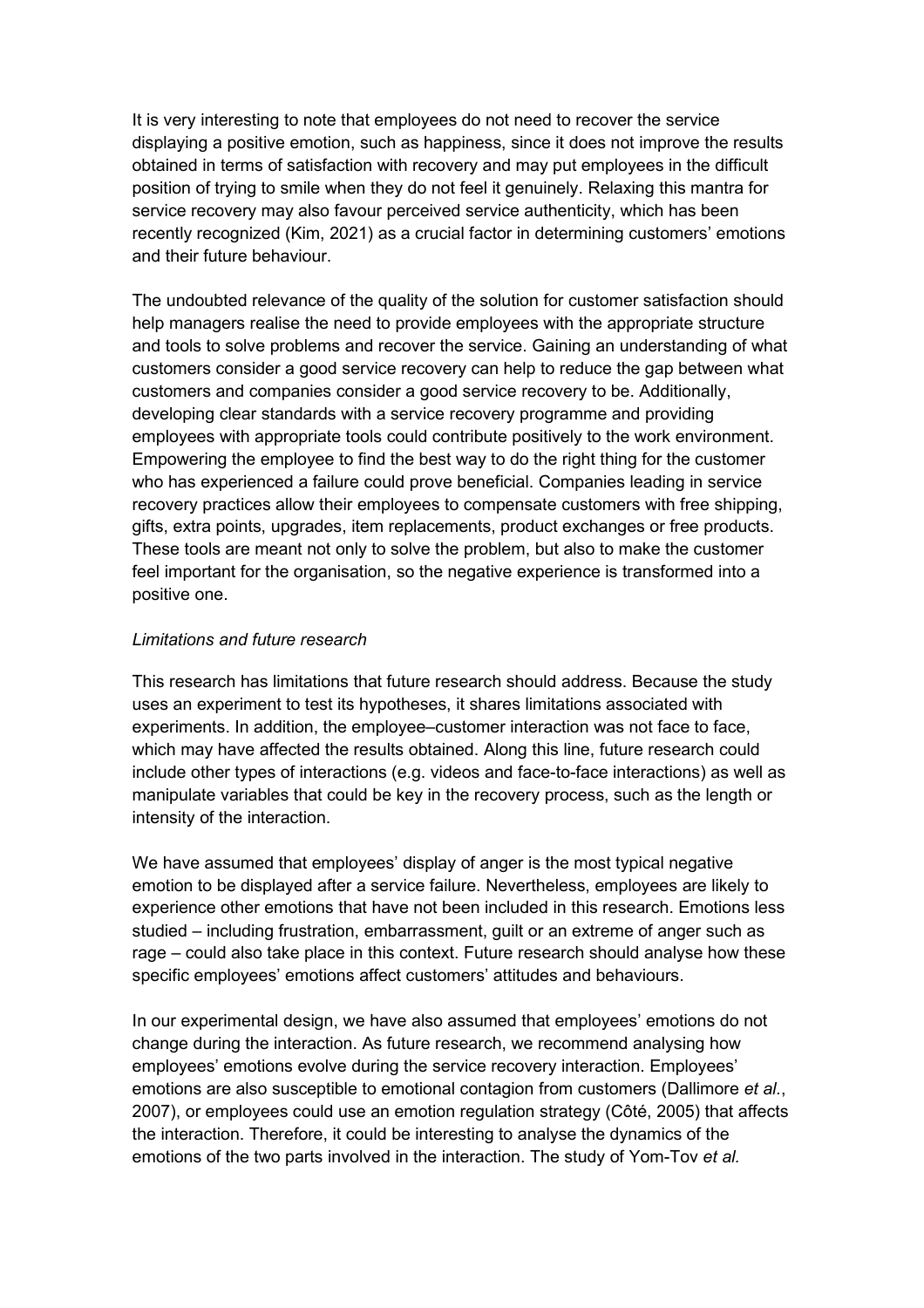It is very interesting to note that employees do not need to recover the service displaying a positive emotion, such as happiness, since it does not improve the results obtained in terms of satisfaction with recovery and may put employees in the difficult position of trying to smile when they do not feel it genuinely. Relaxing this mantra for service recovery may also favour perceived service authenticity, which has been recently recognized (Kim, 2021) as a crucial factor in determining customers' emotions and their future behaviour.

The undoubted relevance of the quality of the solution for customer satisfaction should help managers realise the need to provide employees with the appropriate structure and tools to solve problems and recover the service. Gaining an understanding of what customers consider a good service recovery can help to reduce the gap between what customers and companies consider a good service recovery to be. Additionally, developing clear standards with a service recovery programme and providing employees with appropriate tools could contribute positively to the work environment. Empowering the employee to find the best way to do the right thing for the customer who has experienced a failure could prove beneficial. Companies leading in service recovery practices allow their employees to compensate customers with free shipping, gifts, extra points, upgrades, item replacements, product exchanges or free products. These tools are meant not only to solve the problem, but also to make the customer feel important for the organisation, so the negative experience is transformed into a positive one.

*Limitations and future research*

This research has limitations that future research should address. Because the study uses an experiment to test its hypotheses, it shares limitations associated with experiments. In addition, the employee–customer interaction was not face to face, which may have affected the results obtained. Along this line, future research could include other types of interactions (e.g. videos and face-to-face interactions) as well as manipulate variables that could be key in the recovery process, such as the length or intensity of the interaction.

We have assumed that employees' display of anger is the most typical negative emotion to be displayed after a service failure. Nevertheless, employees are likely to experience other emotions that have not been included in this research. Emotions less studied – including frustration, embarrassment, guilt or an extreme of anger such as rage – could also take place in this context. Future research should analyse how these specific employees' emotions affect customers' attitudes and behaviours.

In our experimental design, we have also assumed that employees' emotions do not change during the interaction. As future research, we recommend analysing how employees' emotions evolve during the service recovery interaction. Employees' emotions are also susceptible to emotional contagion from customers (Dallimore *et al.*, 2007), or employees could use an emotion regulation strategy (Côté, 2005) that affects the interaction. Therefore, it could be interesting to analyse the dynamics of the emotions of the two parts involved in the interaction. The study of Yom-Tov *et al.*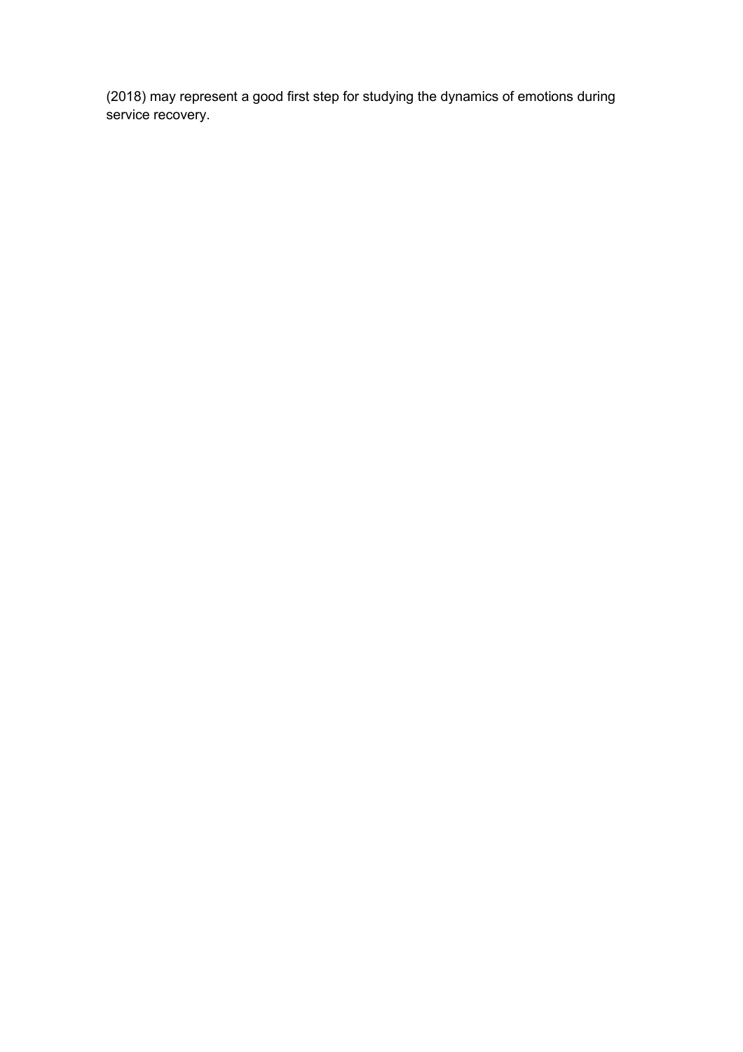(2018) may represent a good first step for studying the dynamics of emotions during service recovery.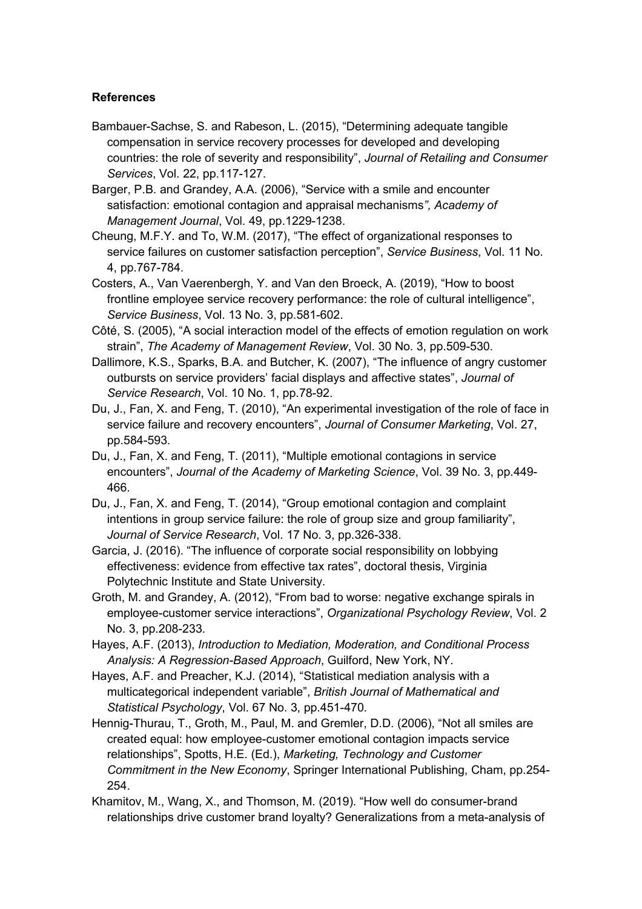**References**

Bambauer-Sachse, S. and Rabeson, L. (2015), “Determining adequate tangible compensation in service recovery processes for developed and developing countries: the role of severity and responsibility”, *Journal of Retailing and Consumer Services*, Vol. 22, pp.117-127.

Barger, P.B. and Grandey, A.A. (2006), “Service with a smile and encounter satisfaction: emotional contagion and appraisal mechanisms*”, Academy of Management Journal*, Vol. 49, pp.1229-1238.

Cheung, M.F.Y. and To, W.M. (2017), “The effect of organizational responses to service failures on customer satisfaction perception”, *Service Business*, Vol. 11 No. 4, pp.767-784.

Costers, A., Van Vaerenbergh, Y. and Van den Broeck, A. (2019), “How to boost frontline employee service recovery performance: the role of cultural intelligence”, *Service Business*, Vol. 13 No. 3, pp.581-602.

Côté, S. (2005), “A social interaction model of the effects of emotion regulation on work strain”, *The Academy of Management Review*, Vol. 30 No. 3, pp.509-530.

Dallimore, K.S., Sparks, B.A. and Butcher, K. (2007), “The influence of angry customer outbursts on service providers’ facial displays and affective states”, *Journal of Service Research*, Vol. 10 No. 1, pp.78-92.

Du, J., Fan, X. and Feng, T. (2010), “An experimental investigation of the role of face in service failure and recovery encounters”, *Journal of Consumer Marketing*, Vol. 27, pp.584-593.

Du, J., Fan, X. and Feng, T. (2011), “Multiple emotional contagions in service encounters”, *Journal of the Academy of Marketing Science*, Vol. 39 No. 3, pp.449-466.

Du, J., Fan, X. and Feng, T. (2014), “Group emotional contagion and complaint intentions in group service failure: the role of group size and group familiarity”, *Journal of Service Research*, Vol. 17 No. 3, pp.326-338.

Garcia, J. (2016). “The influence of corporate social responsibility on lobbying effectiveness: evidence from effective tax rates”, doctoral thesis, Virginia Polytechnic Institute and State University.

Groth, M. and Grandey, A. (2012), “From bad to worse: negative exchange spirals in employee-customer service interactions”, *Organizational Psychology Review*, Vol. 2 No. 3, pp.208-233.

Hayes, A.F. (2013), *Introduction to Mediation, Moderation, and Conditional Process Analysis: A Regression-Based Approach*, Guilford, New York, NY.

Hayes, A.F. and Preacher, K.J. (2014), “Statistical mediation analysis with a multicategorical independent variable”, *British Journal of Mathematical and Statistical Psychology*, Vol. 67 No. 3, pp.451-470.

Hennig-Thurau, T., Groth, M., Paul, M. and Gremler, D.D. (2006), “Not all smiles are created equal: how employee-customer emotional contagion impacts service relationships”, Spotts, H.E. (Ed.), *Marketing, Technology and Customer Commitment in the New Economy*, Springer International Publishing, Cham, pp.254-254.

Khamitov, M., Wang, X., and Thomson, M. (2019). “How well do consumer-brand relationships drive customer brand loyalty? Generalizations from a meta-analysis of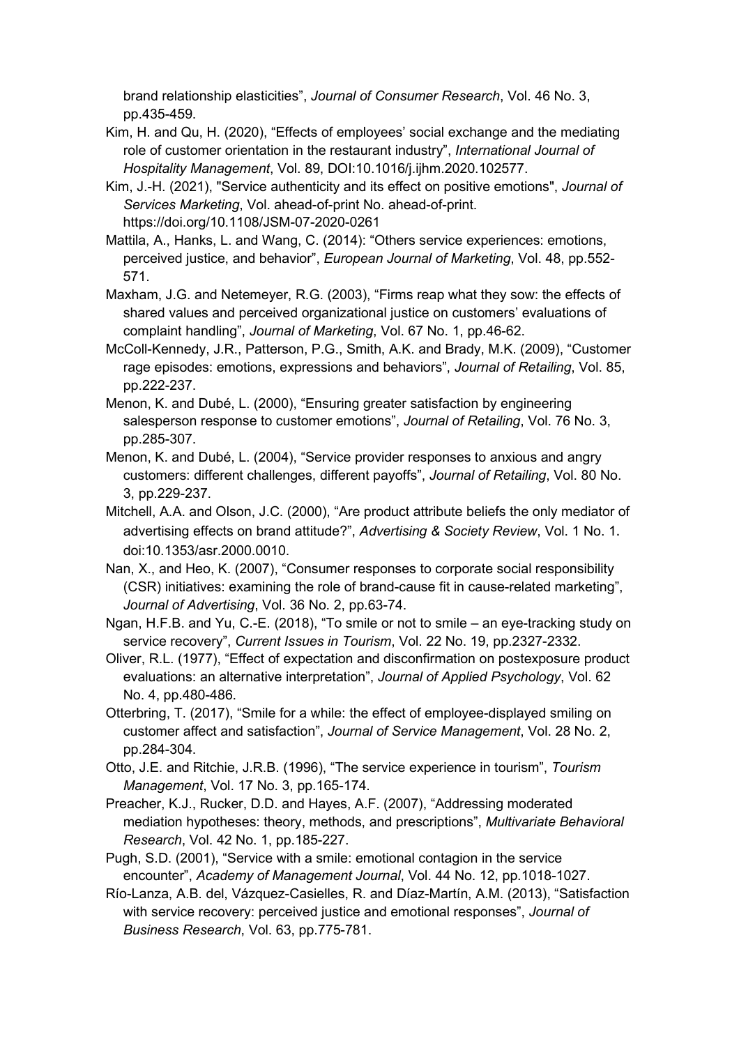brand relationship elasticities", *Journal of Consumer Research*, Vol. 46 No. 3, pp.435-459.

Kim, H. and Qu, H. (2020), "Effects of employees' social exchange and the mediating role of customer orientation in the restaurant industry", *International Journal of Hospitality Management*, Vol. 89, DOI:10.1016/j.ijhm.2020.102577.

Kim, J.-H. (2021), "Service authenticity and its effect on positive emotions", *Journal of Services Marketing*, Vol. ahead-of-print No. ahead-of-print. https://doi.org/10.1108/JSM-07-2020-0261

Mattila, A., Hanks, L. and Wang, C. (2014): "Others service experiences: emotions, perceived justice, and behavior", *European Journal of Marketing*, Vol. 48, pp.552-571.

Maxham, J.G. and Netemeyer, R.G. (2003), "Firms reap what they sow: the effects of shared values and perceived organizational justice on customers' evaluations of complaint handling", *Journal of Marketing*, Vol. 67 No. 1, pp.46-62.

McColl-Kennedy, J.R., Patterson, P.G., Smith, A.K. and Brady, M.K. (2009), "Customer rage episodes: emotions, expressions and behaviors", *Journal of Retailing*, Vol. 85, pp.222-237.

Menon, K. and Dubé, L. (2000), "Ensuring greater satisfaction by engineering salesperson response to customer emotions", *Journal of Retailing*, Vol. 76 No. 3, pp.285-307.

Menon, K. and Dubé, L. (2004), "Service provider responses to anxious and angry customers: different challenges, different payoffs", *Journal of Retailing*, Vol. 80 No. 3, pp.229-237.

Mitchell, A.A. and Olson, J.C. (2000), "Are product attribute beliefs the only mediator of advertising effects on brand attitude?", *Advertising & Society Review*, Vol. 1 No. 1. doi:10.1353/asr.2000.0010.

Nan, X., and Heo, K. (2007), "Consumer responses to corporate social responsibility (CSR) initiatives: examining the role of brand-cause fit in cause-related marketing", *Journal of Advertising*, Vol. 36 No. 2, pp.63-74.

Ngan, H.F.B. and Yu, C.-E. (2018), "To smile or not to smile – an eye-tracking study on service recovery", *Current Issues in Tourism*, Vol. 22 No. 19, pp.2327-2332.

Oliver, R.L. (1977), "Effect of expectation and disconfirmation on postexposure product evaluations: an alternative interpretation", *Journal of Applied Psychology*, Vol. 62 No. 4, pp.480-486.

Otterbring, T. (2017), "Smile for a while: the effect of employee-displayed smiling on customer affect and satisfaction", *Journal of Service Management*, Vol. 28 No. 2, pp.284-304.

Otto, J.E. and Ritchie, J.R.B. (1996), "The service experience in tourism", *Tourism Management*, Vol. 17 No. 3, pp.165-174.

Preacher, K.J., Rucker, D.D. and Hayes, A.F. (2007), "Addressing moderated mediation hypotheses: theory, methods, and prescriptions", *Multivariate Behavioral Research*, Vol. 42 No. 1, pp.185-227.

Pugh, S.D. (2001), "Service with a smile: emotional contagion in the service encounter", *Academy of Management Journal*, Vol. 44 No. 12, pp.1018-1027.

Río-Lanza, A.B. del, Vázquez-Casielles, R. and Díaz-Martín, A.M. (2013), "Satisfaction with service recovery: perceived justice and emotional responses", *Journal of Business Research*, Vol. 63, pp.775-781.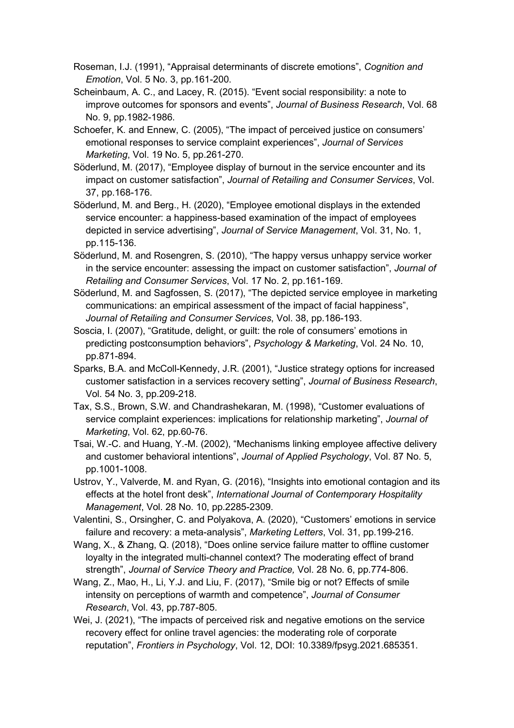Roseman, I.J. (1991), “Appraisal determinants of discrete emotions”, *Cognition and Emotion*, Vol. 5 No. 3, pp.161-200.

Scheinbaum, A. C., and Lacey, R. (2015). “Event social responsibility: a note to improve outcomes for sponsors and events”, *Journal of Business Research*, Vol. 68 No. 9, pp.1982-1986.

Schoefer, K. and Ennew, C. (2005), “The impact of perceived justice on consumers’ emotional responses to service complaint experiences”, *Journal of Services Marketing*, Vol. 19 No. 5, pp.261-270.

Söderlund, M. (2017), “Employee display of burnout in the service encounter and its impact on customer satisfaction”, *Journal of Retailing and Consumer Services*, Vol. 37, pp.168-176.

Söderlund, M. and Berg., H. (2020), “Employee emotional displays in the extended service encounter: a happiness-based examination of the impact of employees depicted in service advertising”, *Journal of Service Management*, Vol. 31, No. 1, pp.115-136.

Söderlund, M. and Rosengren, S. (2010), “The happy versus unhappy service worker in the service encounter: assessing the impact on customer satisfaction”, *Journal of Retailing and Consumer Services*, Vol. 17 No. 2, pp.161-169.

Söderlund, M. and Sagfossen, S. (2017), “The depicted service employee in marketing communications: an empirical assessment of the impact of facial happiness”, *Journal of Retailing and Consumer Services*, Vol. 38, pp.186-193.

Soscia, I. (2007), “Gratitude, delight, or guilt: the role of consumers’ emotions in predicting postconsumption behaviors”, *Psychology & Marketing*, Vol. 24 No. 10, pp.871-894.

Sparks, B.A. and McColl-Kennedy, J.R. (2001), “Justice strategy options for increased customer satisfaction in a services recovery setting”, *Journal of Business Research*, Vol. 54 No. 3, pp.209-218.

Tax, S.S., Brown, S.W. and Chandrashekaran, M. (1998), “Customer evaluations of service complaint experiences: implications for relationship marketing”, *Journal of Marketing*, Vol. 62, pp.60-76.

Tsai, W.-C. and Huang, Y.-M. (2002), “Mechanisms linking employee affective delivery and customer behavioral intentions”, *Journal of Applied Psychology*, Vol. 87 No. 5, pp.1001-1008.

Ustrov, Y., Valverde, M. and Ryan, G. (2016), “Insights into emotional contagion and its effects at the hotel front desk”, *International Journal of Contemporary Hospitality Management*, Vol. 28 No. 10, pp.2285-2309.

Valentini, S., Orsingher, C. and Polyakova, A. (2020), “Customers’ emotions in service failure and recovery: a meta-analysis”, *Marketing Letters*, Vol. 31, pp.199-216.

Wang, X., & Zhang, Q. (2018), “Does online service failure matter to offline customer loyalty in the integrated multi-channel context? The moderating effect of brand strength”, *Journal of Service Theory and Practice,* Vol. 28 No. 6, pp.774-806.

Wang, Z., Mao, H., Li, Y.J. and Liu, F. (2017), “Smile big or not? Effects of smile intensity on perceptions of warmth and competence”, *Journal of Consumer Research*, Vol. 43, pp.787-805.

Wei, J. (2021), “The impacts of perceived risk and negative emotions on the service recovery effect for online travel agencies: the moderating role of corporate reputation”, *Frontiers in Psychology*, Vol. 12, DOI: 10.3389/fpsyg.2021.685351.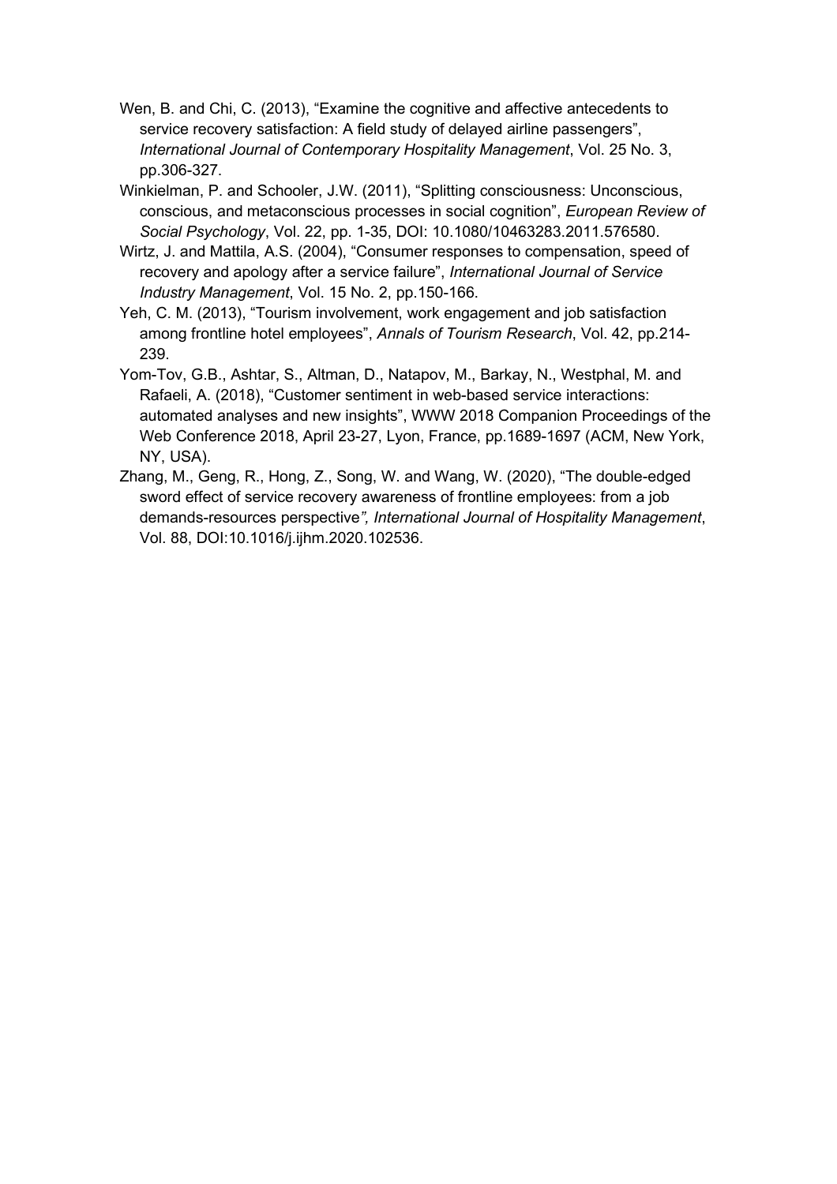Wen, B. and Chi, C. (2013), “Examine the cognitive and affective antecedents to service recovery satisfaction: A field study of delayed airline passengers”, *International Journal of Contemporary Hospitality Management*, Vol. 25 No. 3, pp.306-327.

Winkielman, P. and Schooler, J.W. (2011), “Splitting consciousness: Unconscious, conscious, and metaconscious processes in social cognition”, *European Review of Social Psychology*, Vol. 22, pp. 1-35, DOI: 10.1080/10463283.2011.576580.

Wirtz, J. and Mattila, A.S. (2004), “Consumer responses to compensation, speed of recovery and apology after a service failure”, *International Journal of Service Industry Management*, Vol. 15 No. 2, pp.150-166.

Yeh, C. M. (2013), “Tourism involvement, work engagement and job satisfaction among frontline hotel employees”, *Annals of Tourism Research*, Vol. 42, pp.214-239.

Yom-Tov, G.B., Ashtar, S., Altman, D., Natapov, M., Barkay, N., Westphal, M. and Rafaeli, A. (2018), “Customer sentiment in web-based service interactions: automated analyses and new insights”, WWW 2018 Companion Proceedings of the Web Conference 2018, April 23-27, Lyon, France, pp.1689-1697 (ACM, New York, NY, USA).

Zhang, M., Geng, R., Hong, Z., Song, W. and Wang, W. (2020), “The double-edged sword effect of service recovery awareness of frontline employees: from a job demands-resources perspective*”, International Journal of Hospitality Management*, Vol. 88, DOI:10.1016/j.ijhm.2020.102536.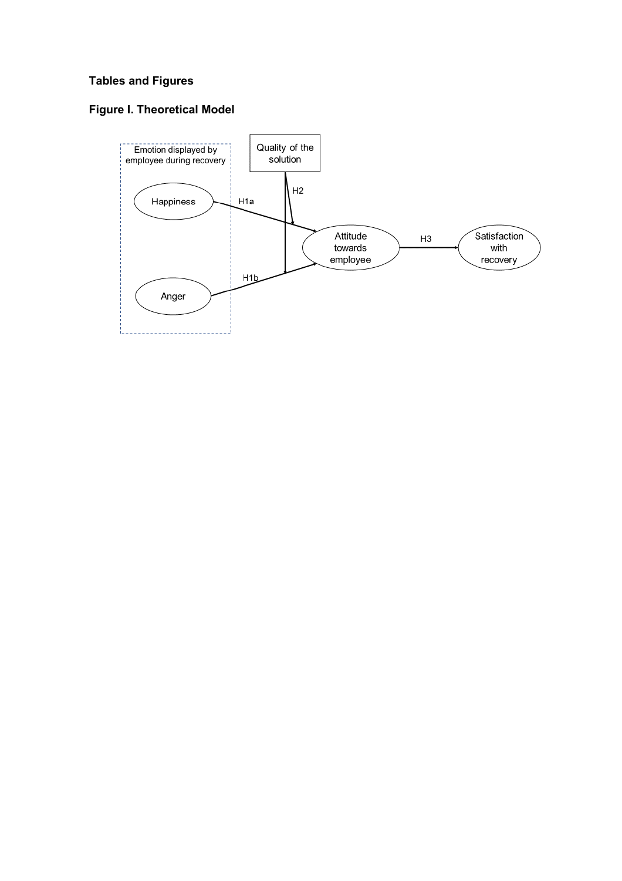## Tables and Figures

### Figure I. Theoretical Model

Emotion displayed by employee during recovery

Happiness

Anger

Quality of the solution

H1a

H1b

H2

Attitude towards employee

H3

Satisfaction with recovery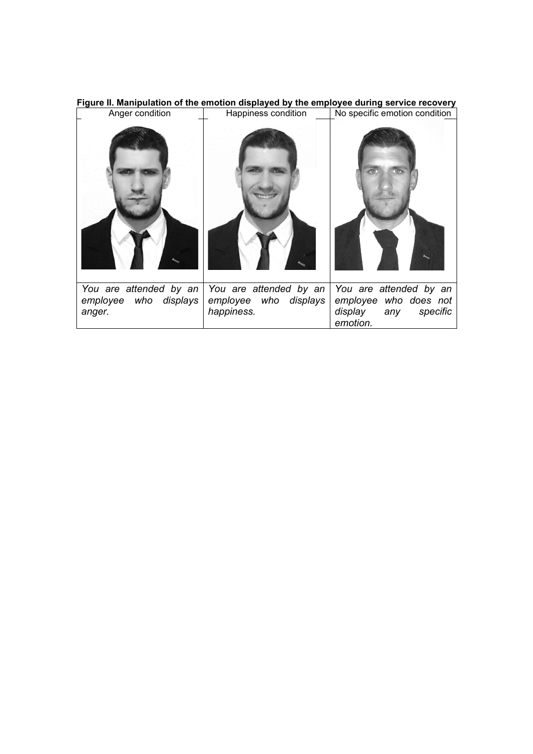**Figure II. Manipulation of the emotion displayed by the employee during service recovery**

| Anger condition | Happiness condition | No specific emotion condition |
|---|---|---|
| | | |
| *You are attended by an employee who displays anger.* | *You are attended by an employee who displays happiness.* | *You are attended by an employee who does not display any specific emotion.* |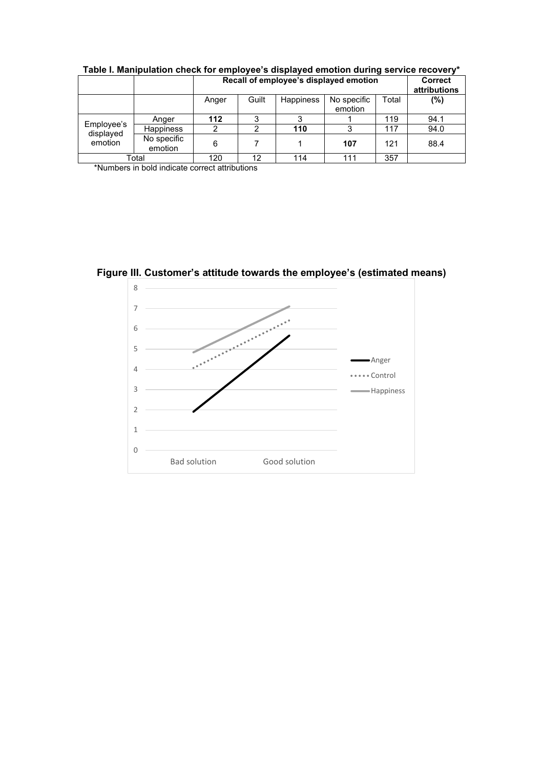**Table I. Manipulation check for employee's displayed emotion during service recovery***

| | | Recall of employee's displayed emotion | | | | | Correct attributions |
|---|---|---|---|---|---|---|---|
| | | Anger | Guilt | Happiness | No specific emotion | Total | (%) |
| Employee's displayed emotion | Anger | **112** | 3 | 3 | 1 | 119 | 94.1 |
| | Happiness | 2 | 2 | **110** | 3 | 117 | 94.0 |
| | No specific emotion | 6 | 7 | 1 | **107** | 121 | 88.4 |
| Total | | 120 | 12 | 114 | 111 | 357 | |

*Numbers in bold indicate correct attributions

**Figure III. Customer's attitude towards the employee's (estimated means)**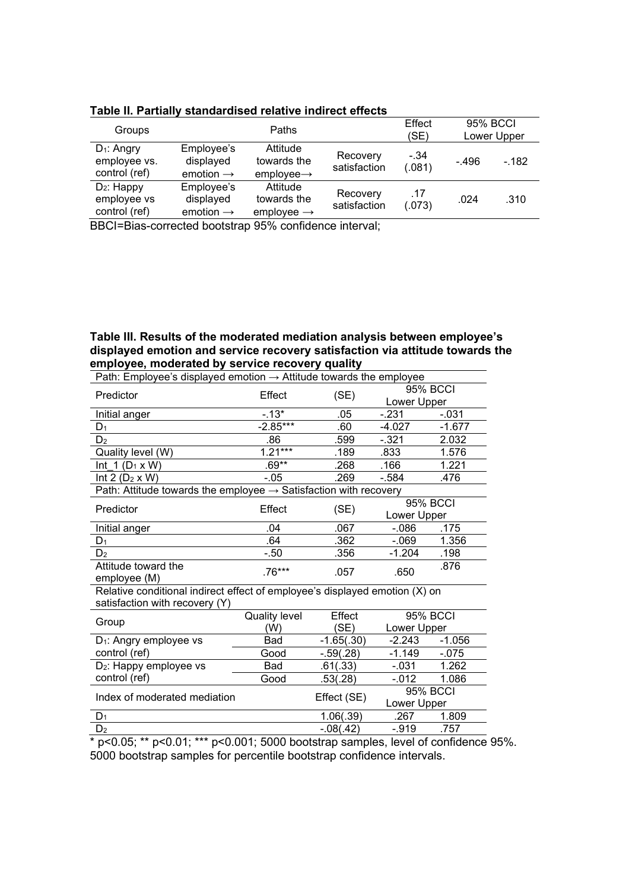**Table II. Partially standardised relative indirect effects**

| Groups | Paths | | | Effect (SE) | 95% BCCI Lower | Upper |
|---|---|---|---|---|---|---|
| $D_1$: Angry employee vs. control (ref) | Employee's displayed emotion → | Attitude towards the employee→ | Recovery satisfaction | -.34 (.081) | -.496 | -.182 |
| $D_2$: Happy employee vs control (ref) | Employee's displayed emotion → | Attitude towards the employee → | Recovery satisfaction | .17 (.073) | .024 | .310 |

BBCI=Bias-corrected bootstrap 95% confidence interval;

**Table III. Results of the moderated mediation analysis between employee's displayed emotion and service recovery satisfaction via attitude towards the employee, moderated by service recovery quality**

| Path: Employee's displayed emotion → Attitude towards the employee | | | | |
|---|---|---|---|---|
| Predictor | Effect | (SE) | 95% BCCI Lower | Upper |
| Initial anger | -.13* | .05 | -.231 | -.031 |
| $D_1$ | -2.85*** | .60 | -4.027 | -1.677 |
| $D_2$ | .86 | .599 | -.321 | 2.032 |
| Quality level (W) | 1.21*** | .189 | .833 | 1.576 |
| Int_1 ($D_1$ x W) | .69** | .268 | .166 | 1.221 |
| Int 2 ($D_2$ x W) | -.05 | .269 | -.584 | .476 |
| **Path: Attitude towards the employee → Satisfaction with recovery** | | | | |
| Predictor | Effect | (SE) | 95% BCCI Lower | Upper |
| Initial anger | .04 | .067 | -.086 | .175 |
| $D_1$ | .64 | .362 | -.069 | 1.356 |
| $D_2$ | -.50 | .356 | -1.204 | .198 |
| Attitude toward the employee (M) | .76*** | .057 | .650 | .876 |

| Relative conditional indirect effect of employee's displayed emotion (X) on satisfaction with recovery (Y) | | | | |
|---|---|---|---|---|
| Group | Quality level (W) | Effect (SE) | 95% BCCI Lower | Upper |
| $D_1$: Angry employee vs control (ref) | Bad | -1.65(.30) | -2.243 | -1.056 |
| | Good | -.59(.28) | -1.149 | -.075 |
| $D_2$: Happy employee vs control (ref) | Bad | .61(.33) | -.031 | 1.262 |
| | Good | .53(.28) | -.012 | 1.086 |
| Index of moderated mediation | | Effect (SE) | 95% BCCI Lower | Upper |
| $D_1$ | | 1.06(.39) | .267 | 1.809 |
| $D_2$ | | -.08(.42) | -.919 | .757 |

* p<0.05; ** p<0.01; *** p<0.001; 5000 bootstrap samples, level of confidence 95%. 5000 bootstrap samples for percentile bootstrap confidence intervals.